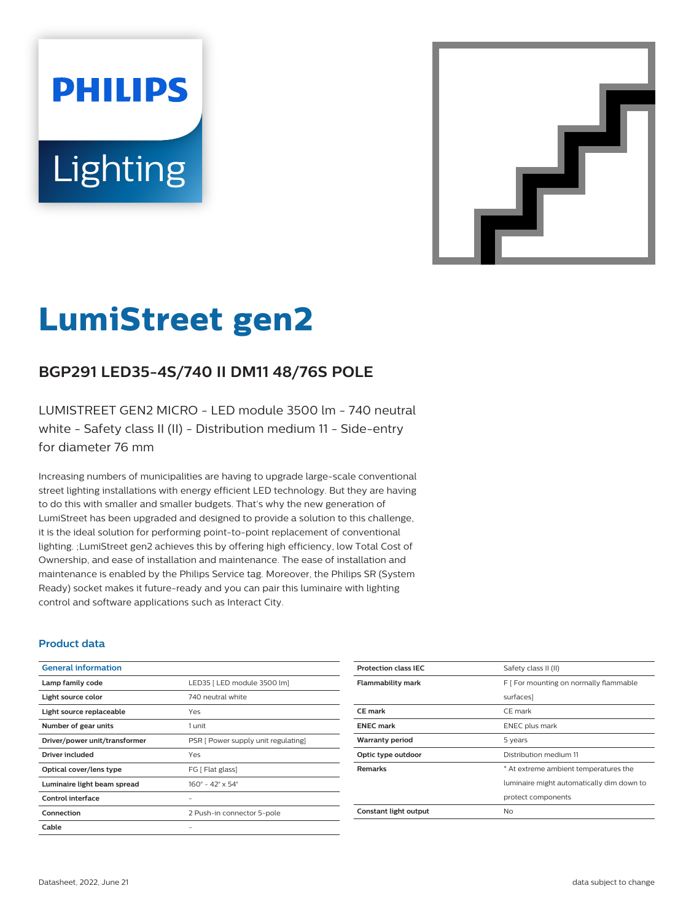PHILIPS

Lighting

# LumiStreet gen2

## BGP291 LED35-4S/740 II DM11 48/76S POLE

LUMISTREET GEN2 MICRO - LED module 3500 lm - 740 neutral white - Safety class II (II) - Distribution medium 11 - Side-entry for diameter 76 mm

Increasing numbers of municipalities are having to upgrade large-scale conventional street lighting installations with energy efficient LED technology. But they are having to do this with smaller and smaller budgets. That's why the new generation of LumiStreet has been upgraded and designed to provide a solution to this challenge, it is the ideal solution for performing point-to-point replacement of conventional lighting. ;LumiStreet gen2 achieves this by offering high efficiency, low Total Cost of Ownership, and ease of installation and maintenance. The ease of installation and maintenance is enabled by the Philips Service tag. Moreover, the Philips SR (System Ready) socket makes it future-ready and you can pair this luminaire with lighting control and software applications such as Interact City.

### Product data

| General information | |
|---|---|
| Lamp family code | LED35 [ LED module 3500 lm] |
| Light source color | 740 neutral white |
| Light source replaceable | Yes |
| Number of gear units | 1 unit |
| Driver/power unit/transformer | PSR [ Power supply unit regulating] |
| Driver included | Yes |
| Optical cover/lens type | FG [ Flat glass] |
| Luminaire light beam spread | 160° - 42° x 54° |
| Control interface | - |
| Connection | 2 Push-in connector 5-pole |
| Cable | - |

| | |
|---|---|
| Protection class IEC | Safety class II (II) |
| Flammability mark | F [ For mounting on normally flammable surfaces] |
| CE mark | CE mark |
| ENEC mark | ENEC plus mark |
| Warranty period | 5 years |
| Optic type outdoor | Distribution medium 11 |
| Remarks | * At extreme ambient temperatures the luminaire might automatically dim down to protect components |
| Constant light output | No |

Datasheet, 2022, June 21

data subject to change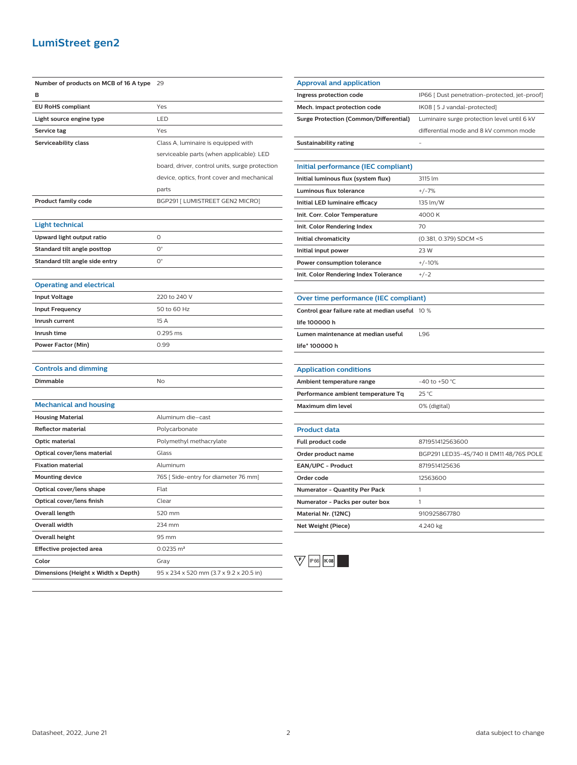# LumiStreet gen2

| | |
|---|---|
| **Number of products on MCB of 16 A type B** | 29 |
| **EU RoHS compliant** | Yes |
| **Light source engine type** | LED |
| **Service tag** | Yes |
| **Serviceability class** | Class A, luminaire is equipped with serviceable parts (when applicable): LED board, driver, control units, surge protection device, optics, front cover and mechanical parts |
| **Product family code** | BGP291 [ LUMISTREET GEN2 MICRO] |

## Light technical

| | |
|---|---|
| **Upward light output ratio** | 0 |
| **Standard tilt angle posttop** | 0° |
| **Standard tilt angle side entry** | 0° |

## Operating and electrical

| | |
|---|---|
| **Input Voltage** | 220 to 240 V |
| **Input Frequency** | 50 to 60 Hz |
| **Inrush current** | 15 A |
| **Inrush time** | 0.295 ms |
| **Power Factor (Min)** | 0.99 |

## Controls and dimming

| | |
|---|---|
| **Dimmable** | No |

## Mechanical and housing

| | |
|---|---|
| **Housing Material** | Aluminum die-cast |
| **Reflector material** | Polycarbonate |
| **Optic material** | Polymethyl methacrylate |
| **Optical cover/lens material** | Glass |
| **Fixation material** | Aluminum |
| **Mounting device** | 76S [ Side-entry for diameter 76 mm] |
| **Optical cover/lens shape** | Flat |
| **Optical cover/lens finish** | Clear |
| **Overall length** | 520 mm |
| **Overall width** | 234 mm |
| **Overall height** | 95 mm |
| **Effective projected area** | 0.0235 m² |
| **Color** | Gray |
| **Dimensions (Height x Width x Depth)** | 95 x 234 x 520 mm (3.7 x 9.2 x 20.5 in) |

## Approval and application

| | |
|---|---|
| **Ingress protection code** | IP66 [ Dust penetration-protected, jet-proof] |
| **Mech. impact protection code** | IK08 [ 5 J vandal-protected] |
| **Surge Protection (Common/Differential)** | Luminaire surge protection level until 6 kV differential mode and 8 kV common mode |
| **Sustainability rating** | - |

## Initial performance (IEC compliant)

| | |
|---|---|
| **Initial luminous flux (system flux)** | 3115 lm |
| **Luminous flux tolerance** | +/-7% |
| **Initial LED luminaire efficacy** | 135 lm/W |
| **Init. Corr. Color Temperature** | 4000 K |
| **Init. Color Rendering Index** | 70 |
| **Initial chromaticity** | (0.381, 0.379) SDCM <5 |
| **Initial input power** | 23 W |
| **Power consumption tolerance** | +/-10% |
| **Init. Color Rendering Index Tolerance** | +/-2 |

## Over time performance (IEC compliant)

| | |
|---|---|
| **Control gear failure rate at median useful life 100000 h** | 10 % |
| **Lumen maintenance at median useful life* 100000 h** | L96 |

## Application conditions

| | |
|---|---|
| **Ambient temperature range** | -40 to +50 °C |
| **Performance ambient temperature Tq** | 25 °C |
| **Maximum dim level** | 0% (digital) |

## Product data

| | |
|---|---|
| **Full product code** | 871951412563600 |
| **Order product name** | BGP291 LED35-4S/740 II DM11 48/76S POLE |
| **EAN/UPC - Product** | 8719514125636 |
| **Order code** | 12563600 |
| **Numerator - Quantity Per Pack** | 1 |
| **Numerator - Packs per outer box** | 1 |
| **Material Nr. (12NC)** | 910925867780 |
| **Net Weight (Piece)** | 4.240 kg |

F IP66 IK08

Datasheet, 2022, June 21 data subject to change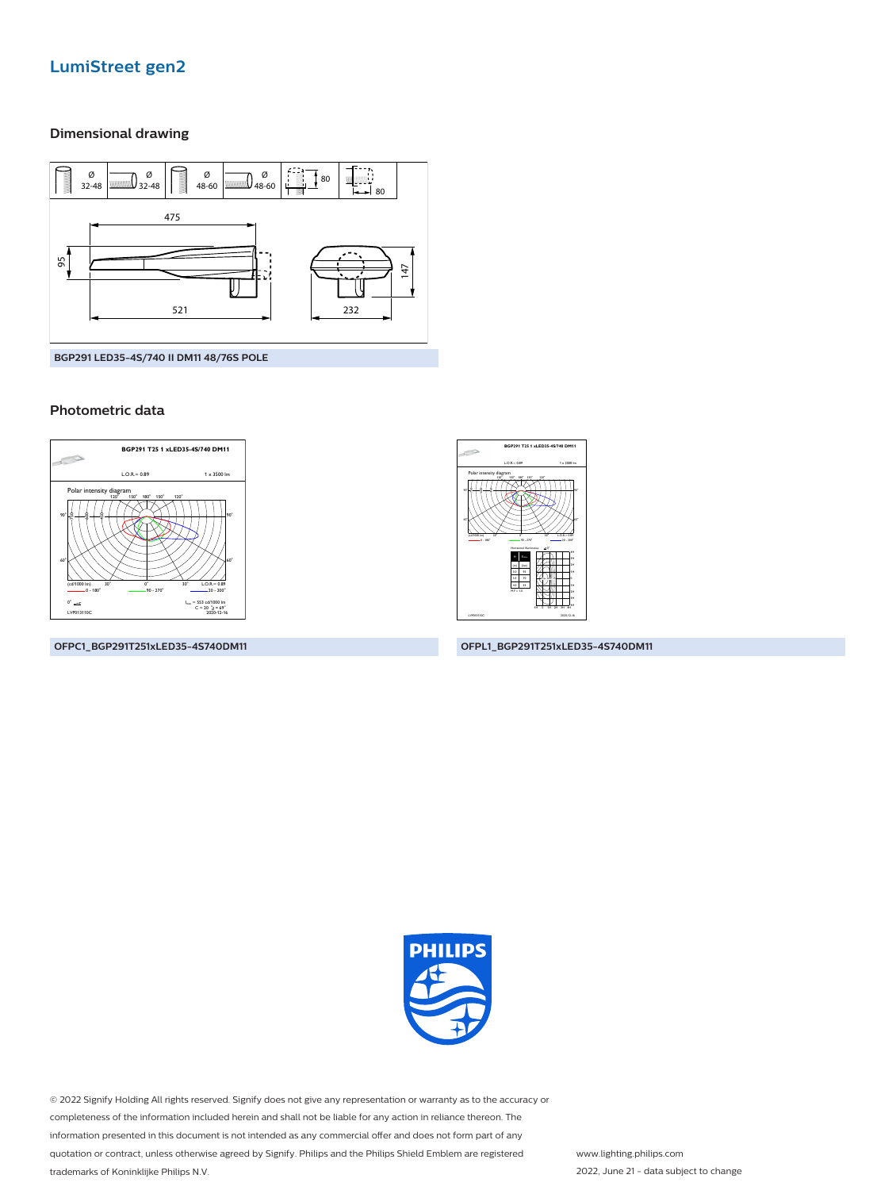## LumiStreet gen2

### Dimensional drawing

Ø 32-48
Ø 32-48
Ø 48-60
Ø 48-60
80
80

475
95
521
147
232

BGP291 LED35-4S/740 II DM11 48/76S POLE

### Photometric data

BGP291 T25 1 xLED35-4S/740 DM11

L.O.R.= 0.89

1 x 3500 lm

Polar intensity diagram

120° 150° 180° 150° 120°

90° 90°

60° 60°

(cd/1000 lm) 30° 0° 30° L.O.R.= 0.89

0 - 180° 90 - 270° 20 - 200°

$I_{max}$ = 553 cd/1000 lm

C = 20 γ = 69°

LVP013110C

2020-12-16

OFPC1_BGP291T251xLED35-4S740DM11

BGP291 T25 1 xLED35-4S/740 DM11

L.O.R.= 0.89

1 x 3500 lm

Polar intensity diagram

Horizontal illuminance

M.F.= 1.0

LVP013110C

2020-12-16

OFPL1_BGP291T251xLED35-4S740DM11

© 2022 Signify Holding All rights reserved. Signify does not give any representation or warranty as to the accuracy or completeness of the information included herein and shall not be liable for any action in reliance thereon. The information presented in this document is not intended as any commercial offer and does not form part of any quotation or contract, unless otherwise agreed by Signify. Philips and the Philips Shield Emblem are registered trademarks of Koninklijke Philips N.V.

www.lighting.philips.com

2022, June 21 - data subject to change